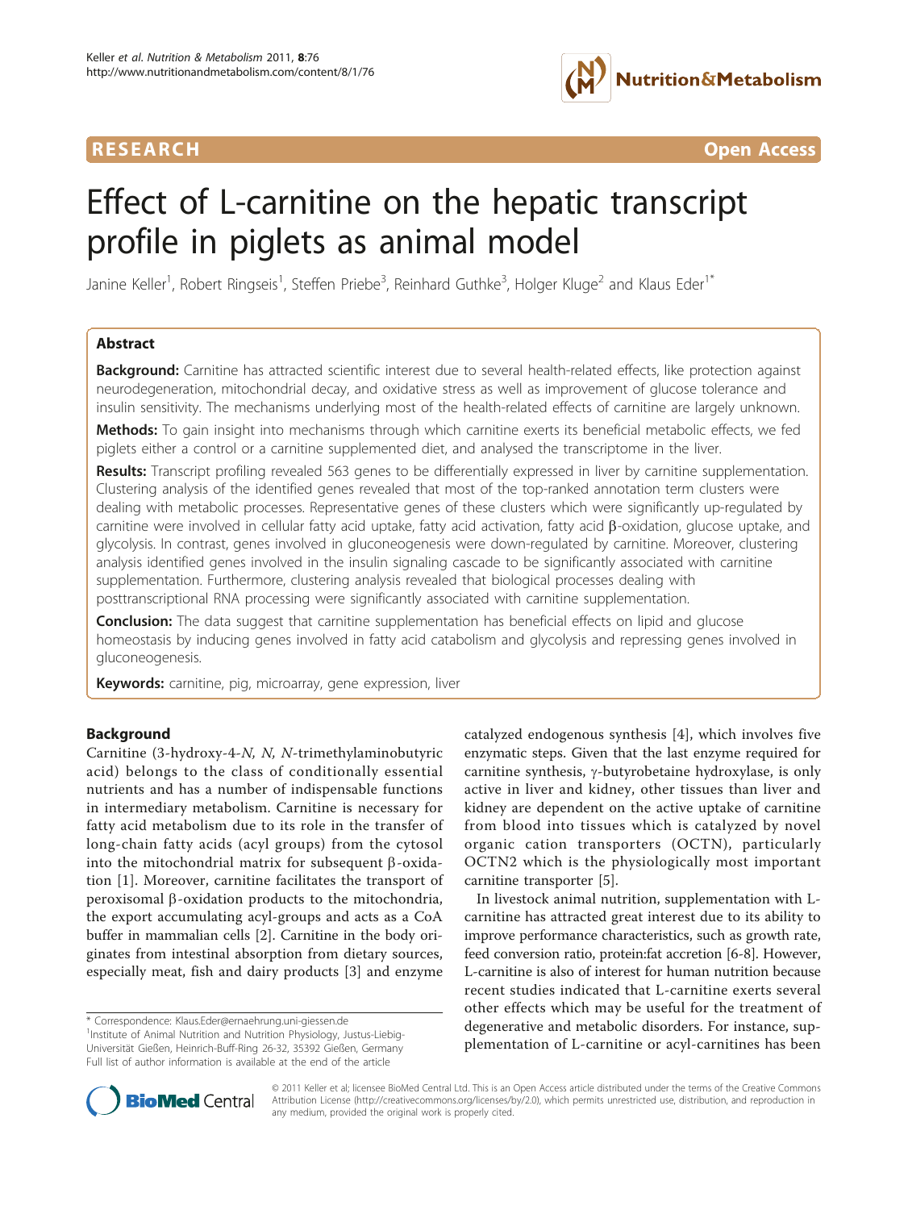RESEARCH Open Access

# Effect of L-carnitine on the hepatic transcript profile in piglets as animal model

Janine Keller[1], Robert Ringseis[1], Steffen Priebe[3], Reinhard Guthke[3], Holger Kluge[2] and Klaus Eder[1*]

## Abstract

**Background:** Carnitine has attracted scientific interest due to several health-related effects, like protection against neurodegeneration, mitochondrial decay, and oxidative stress as well as improvement of glucose tolerance and insulin sensitivity. The mechanisms underlying most of the health-related effects of carnitine are largely unknown.

**Methods:** To gain insight into mechanisms through which carnitine exerts its beneficial metabolic effects, we fed piglets either a control or a carnitine supplemented diet, and analysed the transcriptome in the liver.

**Results:** Transcript profiling revealed 563 genes to be differentially expressed in liver by carnitine supplementation. Clustering analysis of the identified genes revealed that most of the top-ranked annotation term clusters were dealing with metabolic processes. Representative genes of these clusters which were significantly up-regulated by carnitine were involved in cellular fatty acid uptake, fatty acid activation, fatty acid β-oxidation, glucose uptake, and glycolysis. In contrast, genes involved in gluconeogenesis were down-regulated by carnitine. Moreover, clustering analysis identified genes involved in the insulin signaling cascade to be significantly associated with carnitine supplementation. Furthermore, clustering analysis revealed that biological processes dealing with posttranscriptional RNA processing were significantly associated with carnitine supplementation.

**Conclusion:** The data suggest that carnitine supplementation has beneficial effects on lipid and glucose homeostasis by inducing genes involved in fatty acid catabolism and glycolysis and repressing genes involved in gluconeogenesis.

**Keywords:** carnitine, pig, microarray, gene expression, liver

## Background

Carnitine (3-hydroxy-4-*N, N, N*-trimethylaminobutyric acid) belongs to the class of conditionally essential nutrients and has a number of indispensable functions in intermediary metabolism. Carnitine is necessary for fatty acid metabolism due to its role in the transfer of long-chain fatty acids (acyl groups) from the cytosol into the mitochondrial matrix for subsequent β-oxidation [1]. Moreover, carnitine facilitates the transport of peroxisomal β-oxidation products to the mitochondria, the export accumulating acyl-groups and acts as a CoA buffer in mammalian cells [2]. Carnitine in the body originates from intestinal absorption from dietary sources, especially meat, fish and dairy products [3] and enzyme catalyzed endogenous synthesis [4], which involves five enzymatic steps. Given that the last enzyme required for carnitine synthesis, γ-butyrobetaine hydroxylase, is only active in liver and kidney, other tissues than liver and kidney are dependent on the active uptake of carnitine from blood into tissues which is catalyzed by novel organic cation transporters (OCTN), particularly OCTN2 which is the physiologically most important carnitine transporter [5].

In livestock animal nutrition, supplementation with L-carnitine has attracted great interest due to its ability to improve performance characteristics, such as growth rate, feed conversion ratio, protein:fat accretion [6-8]. However, L-carnitine is also of interest for human nutrition because recent studies indicated that L-carnitine exerts several other effects which may be useful for the treatment of degenerative and metabolic disorders. For instance, supplementation of L-carnitine or acyl-carnitines has been

\* Correspondence: Klaus.Eder@ernaehrung.uni-giessen.de
[1]Institute of Animal Nutrition and Nutrition Physiology, Justus-Liebig-Universität Gießen, Heinrich-Buff-Ring 26-32, 35392 Gießen, Germany
Full list of author information is available at the end of the article

© 2011 Keller et al; licensee BioMed Central Ltd. This is an Open Access article distributed under the terms of the Creative Commons Attribution License (http://creativecommons.org/licenses/by/2.0), which permits unrestricted use, distribution, and reproduction in any medium, provided the original work is properly cited.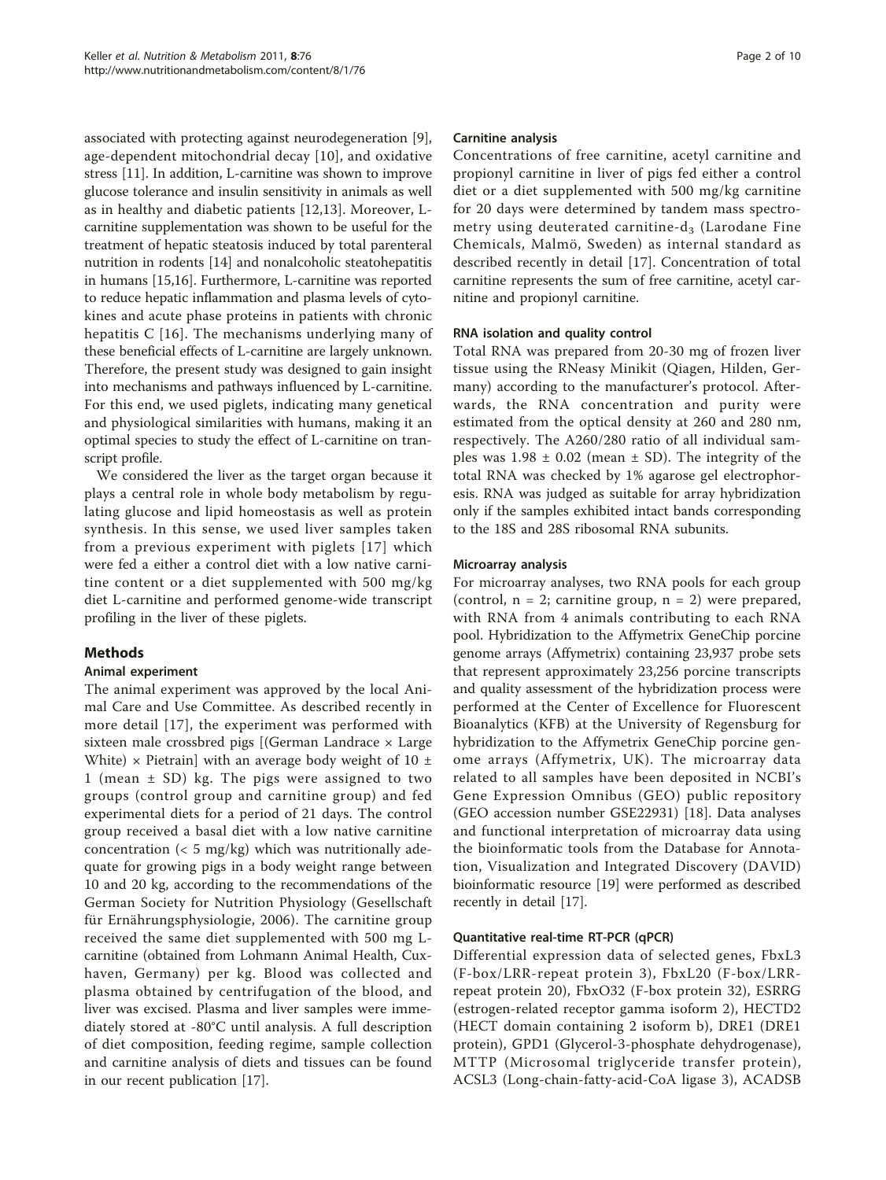associated with protecting against neurodegeneration [9], age-dependent mitochondrial decay [10], and oxidative stress [11]. In addition, L-carnitine was shown to improve glucose tolerance and insulin sensitivity in animals as well as in healthy and diabetic patients [12,13]. Moreover, L-carnitine supplementation was shown to be useful for the treatment of hepatic steatosis induced by total parenteral nutrition in rodents [14] and nonalcoholic steatohepatitis in humans [15,16]. Furthermore, L-carnitine was reported to reduce hepatic inflammation and plasma levels of cytokines and acute phase proteins in patients with chronic hepatitis C [16]. The mechanisms underlying many of these beneficial effects of L-carnitine are largely unknown. Therefore, the present study was designed to gain insight into mechanisms and pathways influenced by L-carnitine. For this end, we used piglets, indicating many genetical and physiological similarities with humans, making it an optimal species to study the effect of L-carnitine on transcript profile.

We considered the liver as the target organ because it plays a central role in whole body metabolism by regulating glucose and lipid homeostasis as well as protein synthesis. In this sense, we used liver samples taken from a previous experiment with piglets [17] which were fed a either a control diet with a low native carnitine content or a diet supplemented with 500 mg/kg diet L-carnitine and performed genome-wide transcript profiling in the liver of these piglets.

## Methods

### Animal experiment

The animal experiment was approved by the local Animal Care and Use Committee. As described recently in more detail [17], the experiment was performed with sixteen male crossbred pigs [(German Landrace × Large White) × Pietrain] with an average body weight of 10 ± 1 (mean ± SD) kg. The pigs were assigned to two groups (control group and carnitine group) and fed experimental diets for a period of 21 days. The control group received a basal diet with a low native carnitine concentration (< 5 mg/kg) which was nutritionally adequate for growing pigs in a body weight range between 10 and 20 kg, according to the recommendations of the German Society for Nutrition Physiology (Gesellschaft für Ernährungsphysiologie, 2006). The carnitine group received the same diet supplemented with 500 mg L-carnitine (obtained from Lohmann Animal Health, Cuxhaven, Germany) per kg. Blood was collected and plasma obtained by centrifugation of the blood, and liver was excised. Plasma and liver samples were immediately stored at -80°C until analysis. A full description of diet composition, feeding regime, sample collection and carnitine analysis of diets and tissues can be found in our recent publication [17].

### Carnitine analysis

Concentrations of free carnitine, acetyl carnitine and propionyl carnitine in liver of pigs fed either a control diet or a diet supplemented with 500 mg/kg carnitine for 20 days were determined by tandem mass spectrometry using deuterated carnitine-$d_3$ (Larodane Fine Chemicals, Malmö, Sweden) as internal standard as described recently in detail [17]. Concentration of total carnitine represents the sum of free carnitine, acetyl carnitine and propionyl carnitine.

### RNA isolation and quality control

Total RNA was prepared from 20-30 mg of frozen liver tissue using the RNeasy Minikit (Qiagen, Hilden, Germany) according to the manufacturer's protocol. Afterwards, the RNA concentration and purity were estimated from the optical density at 260 and 280 nm, respectively. The A260/280 ratio of all individual samples was 1.98 ± 0.02 (mean ± SD). The integrity of the total RNA was checked by 1% agarose gel electrophoresis. RNA was judged as suitable for array hybridization only if the samples exhibited intact bands corresponding to the 18S and 28S ribosomal RNA subunits.

### Microarray analysis

For microarray analyses, two RNA pools for each group (control, n = 2; carnitine group, n = 2) were prepared, with RNA from 4 animals contributing to each RNA pool. Hybridization to the Affymetrix GeneChip porcine genome arrays (Affymetrix) containing 23,937 probe sets that represent approximately 23,256 porcine transcripts and quality assessment of the hybridization process were performed at the Center of Excellence for Fluorescent Bioanalytics (KFB) at the University of Regensburg for hybridization to the Affymetrix GeneChip porcine genome arrays (Affymetrix, UK). The microarray data related to all samples have been deposited in NCBI's Gene Expression Omnibus (GEO) public repository (GEO accession number GSE22931) [18]. Data analyses and functional interpretation of microarray data using the bioinformatic tools from the Database for Annotation, Visualization and Integrated Discovery (DAVID) bioinformatic resource [19] were performed as described recently in detail [17].

### Quantitative real-time RT-PCR (qPCR)

Differential expression data of selected genes, FbxL3 (F-box/LRR-repeat protein 3), FbxL20 (F-box/LRR-repeat protein 20), FbxO32 (F-box protein 32), ESRRG (estrogen-related receptor gamma isoform 2), HECTD2 (HECT domain containing 2 isoform b), DRE1 (DRE1 protein), GPD1 (Glycerol-3-phosphate dehydrogenase), MTTP (Microsomal triglyceride transfer protein), ACSL3 (Long-chain-fatty-acid-CoA ligase 3), ACADSB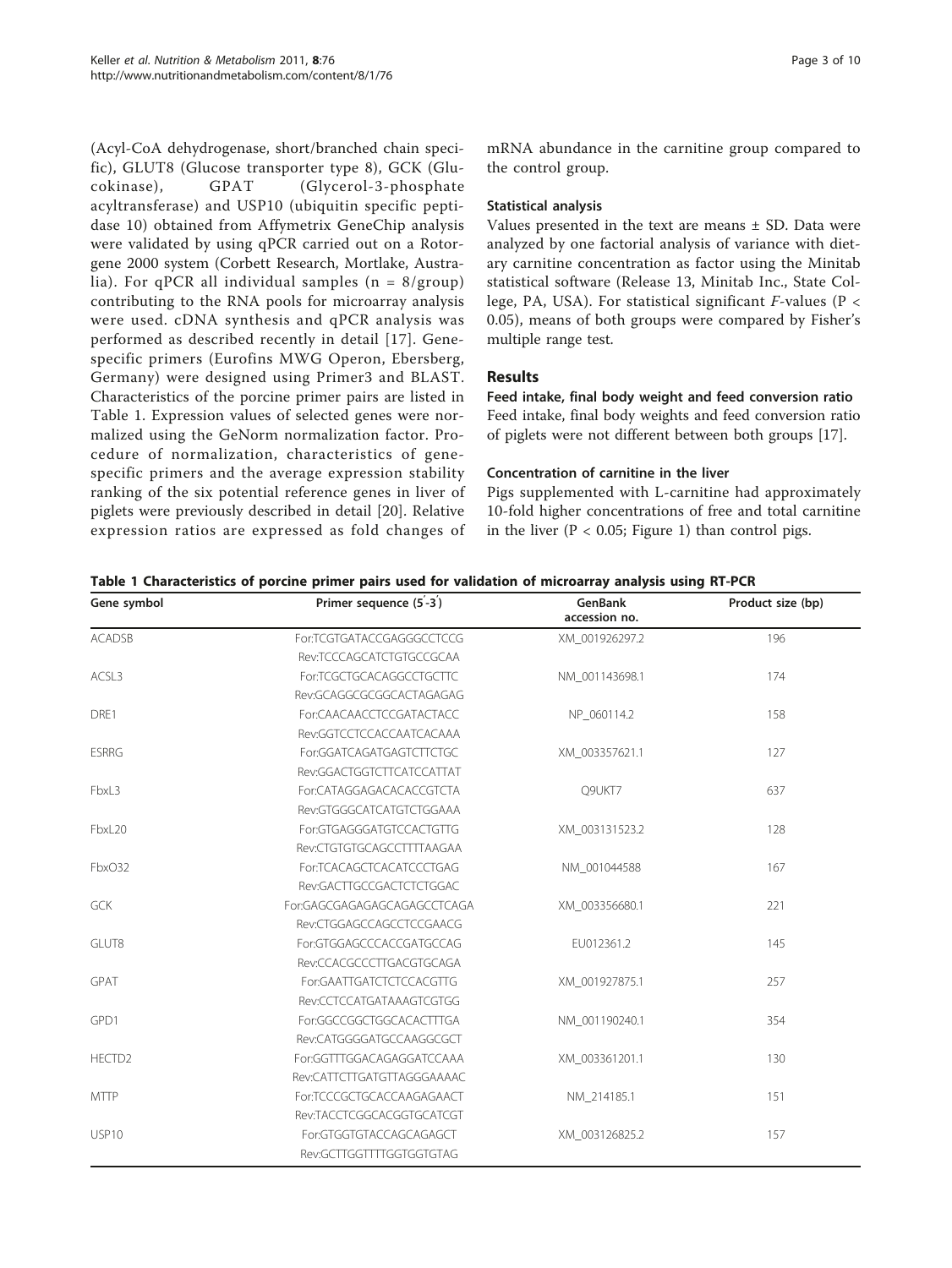(Acyl-CoA dehydrogenase, short/branched chain specific), GLUT8 (Glucose transporter type 8), GCK (Glucokinase), GPAT (Glycerol-3-phosphate acyltransferase) and USP10 (ubiquitin specific peptidase 10) obtained from Affymetrix GeneChip analysis were validated by using qPCR carried out on a Rotorgene 2000 system (Corbett Research, Mortlake, Australia). For qPCR all individual samples (n = 8/group) contributing to the RNA pools for microarray analysis were used. cDNA synthesis and qPCR analysis was performed as described recently in detail [17]. Gene-specific primers (Eurofins MWG Operon, Ebersberg, Germany) were designed using Primer3 and BLAST. Characteristics of the porcine primer pairs are listed in Table 1. Expression values of selected genes were normalized using the GeNorm normalization factor. Procedure of normalization, characteristics of gene-specific primers and the average expression stability ranking of the six potential reference genes in liver of piglets were previously described in detail [20]. Relative expression ratios are expressed as fold changes of mRNA abundance in the carnitine group compared to the control group.

### Statistical analysis

Values presented in the text are means ± SD. Data were analyzed by one factorial analysis of variance with dietary carnitine concentration as factor using the Minitab statistical software (Release 13, Minitab Inc., State College, PA, USA). For statistical significant *F*-values ($P < 0.05$), means of both groups were compared by Fisher's multiple range test.

## Results

### Feed intake, final body weight and feed conversion ratio

Feed intake, final body weights and feed conversion ratio of piglets were not different between both groups [17].

### Concentration of carnitine in the liver

Pigs supplemented with L-carnitine had approximately 10-fold higher concentrations of free and total carnitine in the liver ($P < 0.05$; Figure 1) than control pigs.

**Table 1 Characteristics of porcine primer pairs used for validation of microarray analysis using RT-PCR**

| Gene symbol | Primer sequence (5′-3′) | GenBank accession no. | Product size (bp) |
|---|---|---|---|
| ACADSB | For:TCGTGATACCGAGGGCCTCCG | XM_001926297.2 | 196 |
| | Rev:TCCCAGCATCTGTGCCGCAA | | |
| ACSL3 | For:TCGCTGCACAGGCCTGCTTC | NM_001143698.1 | 174 |
| | Rev:GCAGGCGCGGCACTAGAGAG | | |
| DRE1 | For:CAACAACCTCCGATACTACC | NP_060114.2 | 158 |
| | Rev:GGTCCTCCACCAATCACAAA | | |
| ESRRG | For:GGATCAGATGAGTCTTCTGC | XM_003357621.1 | 127 |
| | Rev:GGACTGGTCTTCATCCATTAT | | |
| FbxL3 | For:CATAGGAGACACACCGTCTA | Q9UKT7 | 637 |
| | Rev:GTGGGCATCATGTCTGGAAA | | |
| FbxL20 | For:GTGAGGGATGTCCACTGTTG | XM_003131523.2 | 128 |
| | Rev:CTGTGTGCAGCCTTTTAAGAA | | |
| FbxO32 | For:TCACAGCTCACATCCCTGAG | NM_001044588 | 167 |
| | Rev:GACTTGCCGACTCTCTGGAC | | |
| GCK | For:GAGCGAGAGAGCAGAGCCTCAGA | XM_003356680.1 | 221 |
| | Rev:CTGGAGCCAGCCTCCGAACG | | |
| GLUT8 | For:GTGGAGCCCACCGATGCCAG | EU012361.2 | 145 |
| | Rev:CCACGCCCTTGACGTGCAGA | | |
| GPAT | For:GAATTGATCTCTCCACGTTG | XM_001927875.1 | 257 |
| | Rev:CCTCCATGATAAAGTCGTGG | | |
| GPD1 | For:GGCCGGCTGGCACACTTTGA | NM_001190240.1 | 354 |
| | Rev:CATGGGGATGCCAAGGCGCT | | |
| HECTD2 | For:GGTTTGGACAGAGGATCCAAA | XM_003361201.1 | 130 |
| | Rev:CATTCTTGATGTTAGGGAAAAC | | |
| MTTP | For:TCCCGCTGCACCAAGAGAACT | NM_214185.1 | 151 |
| | Rev:TACCTCGGCACGGTGCATCGT | | |
| USP10 | For:GTGGTGTACCAGCAGAGCT | XM_003126825.2 | 157 |
| | Rev:GCTTGGTTTTGGTGGTGTAG | | |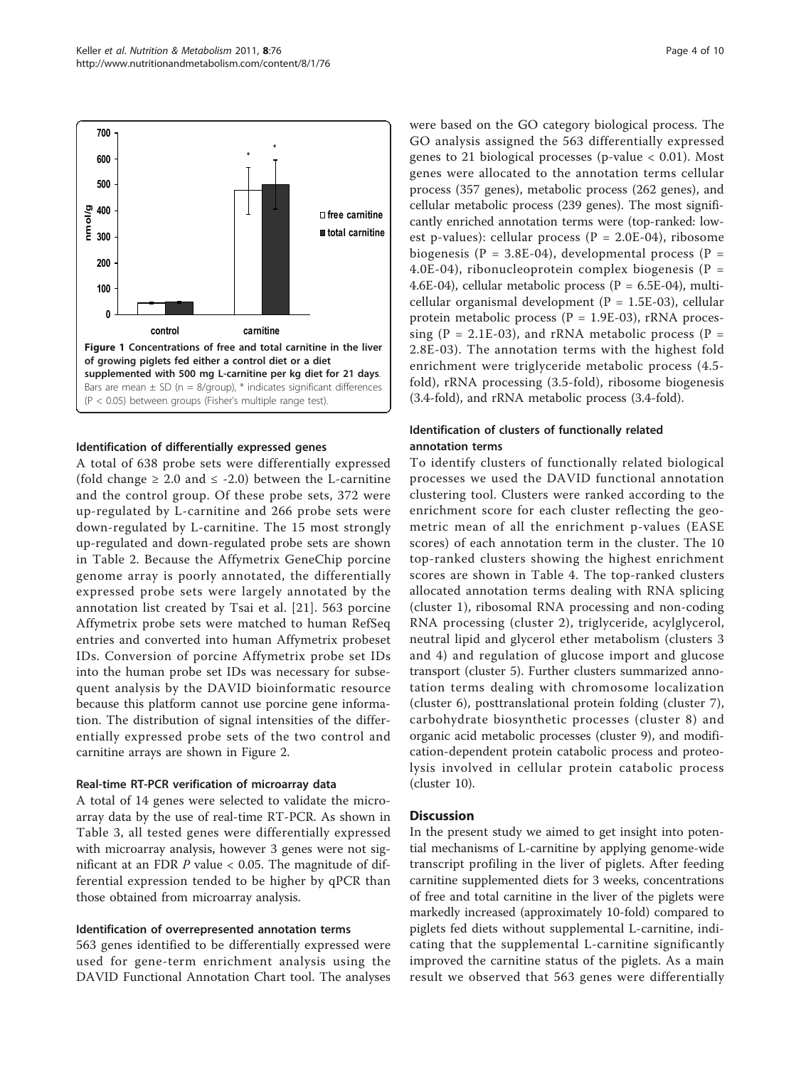Figure 1 Concentrations of free and total carnitine in the liver of growing piglets fed either a control diet or a diet supplemented with 500 mg L-carnitine per kg diet for 21 days. Bars are mean ± SD (n = 8/group), * indicates significant differences (P < 0.05) between groups (Fisher's multiple range test).

### Identification of differentially expressed genes

A total of 638 probe sets were differentially expressed (fold change ≥ 2.0 and ≤ -2.0) between the L-carnitine and the control group. Of these probe sets, 372 were up-regulated by L-carnitine and 266 probe sets were down-regulated by L-carnitine. The 15 most strongly up-regulated and down-regulated probe sets are shown in Table 2. Because the Affymetrix GeneChip porcine genome array is poorly annotated, the differentially expressed probe sets were largely annotated by the annotation list created by Tsai et al. [21]. 563 porcine Affymetrix probe sets were matched to human RefSeq entries and converted into human Affymetrix probeset IDs. Conversion of porcine Affymetrix probe set IDs into the human probe set IDs was necessary for subsequent analysis by the DAVID bioinformatic resource because this platform cannot use porcine gene information. The distribution of signal intensities of the differentially expressed probe sets of the two control and carnitine arrays are shown in Figure 2.

### Real-time RT-PCR verification of microarray data

A total of 14 genes were selected to validate the microarray data by the use of real-time RT-PCR. As shown in Table 3, all tested genes were differentially expressed with microarray analysis, however 3 genes were not significant at an FDR *P* value < 0.05. The magnitude of differential expression tended to be higher by qPCR than those obtained from microarray analysis.

### Identification of overrepresented annotation terms

563 genes identified to be differentially expressed were used for gene-term enrichment analysis using the DAVID Functional Annotation Chart tool. The analyses were based on the GO category biological process. The GO analysis assigned the 563 differentially expressed genes to 21 biological processes (p-value < 0.01). Most genes were allocated to the annotation terms cellular process (357 genes), metabolic process (262 genes), and cellular metabolic process (239 genes). The most significantly enriched annotation terms were (top-ranked: lowest p-values): cellular process (P = 2.0E-04), ribosome biogenesis (P = 3.8E-04), developmental process (P = 4.0E-04), ribonucleoprotein complex biogenesis (P = 4.6E-04), cellular metabolic process (P = 6.5E-04), multicellular organismal development (P = 1.5E-03), cellular protein metabolic process (P = 1.9E-03), rRNA processing (P = 2.1E-03), and rRNA metabolic process (P = 2.8E-03). The annotation terms with the highest fold enrichment were triglyceride metabolic process (4.5-fold), rRNA processing (3.5-fold), ribosome biogenesis (3.4-fold), and rRNA metabolic process (3.4-fold).

### Identification of clusters of functionally related annotation terms

To identify clusters of functionally related biological processes we used the DAVID functional annotation clustering tool. Clusters were ranked according to the enrichment score for each cluster reflecting the geometric mean of all the enrichment p-values (EASE scores) of each annotation term in the cluster. The 10 top-ranked clusters showing the highest enrichment scores are shown in Table 4. The top-ranked clusters allocated annotation terms dealing with RNA splicing (cluster 1), ribosomal RNA processing and non-coding RNA processing (cluster 2), triglyceride, acylglycerol, neutral lipid and glycerol ether metabolism (clusters 3 and 4) and regulation of glucose import and glucose transport (cluster 5). Further clusters summarized annotation terms dealing with chromosome localization (cluster 6), posttranslational protein folding (cluster 7), carbohydrate biosynthetic processes (cluster 8) and organic acid metabolic processes (cluster 9), and modification-dependent protein catabolic process and proteolysis involved in cellular protein catabolic process (cluster 10).

## Discussion

In the present study we aimed to get insight into potential mechanisms of L-carnitine by applying genome-wide transcript profiling in the liver of piglets. After feeding carnitine supplemented diets for 3 weeks, concentrations of free and total carnitine in the liver of the piglets were markedly increased (approximately 10-fold) compared to piglets fed diets without supplemental L-carnitine, indicating that the supplemental L-carnitine significantly improved the carnitine status of the piglets. As a main result we observed that 563 genes were differentially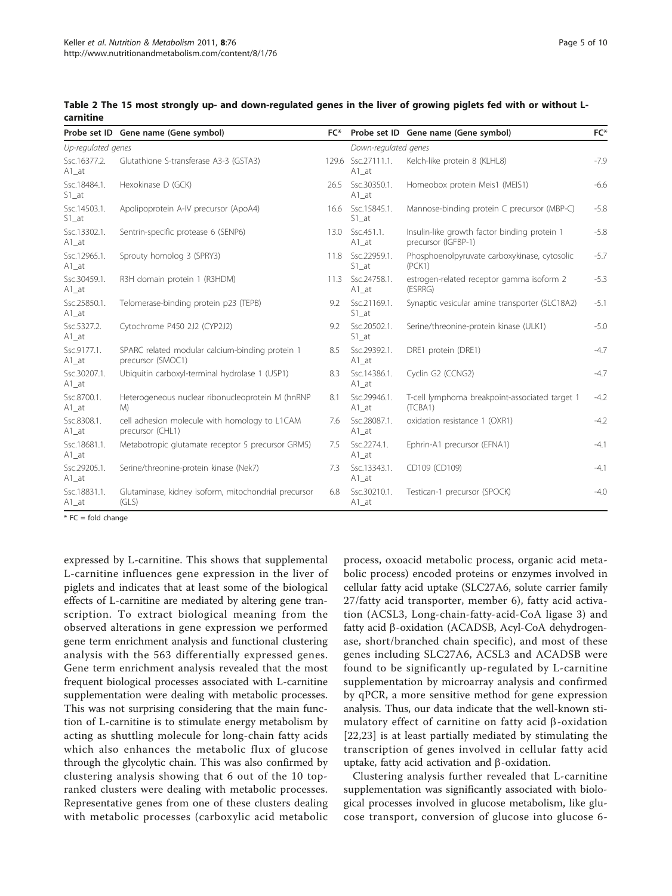**Table 2 The 15 most strongly up- and down-regulated genes in the liver of growing piglets fed with or without L-carnitine**

| Probe set ID | Gene name (Gene symbol) | FC* | Probe set ID | Gene name (Gene symbol) | FC* |
|---|---|---|---|---|---|
| *Up-regulated genes* | | | *Down-regulated genes* | | |
| Ssc.16377.2.A1_at | Glutathione S-transferase A3-3 (GSTA3) | 129.6 | Ssc.27111.1.A1_at | Kelch-like protein 8 (KLHL8) | -7.9 |
| Ssc.18484.1.S1_at | Hexokinase D (GCK) | 26.5 | Ssc.30350.1.A1_at | Homeobox protein Meis1 (MEIS1) | -6.6 |
| Ssc.14503.1.S1_at | Apolipoprotein A-IV precursor (ApoA4) | 16.6 | Ssc.15845.1.S1_at | Mannose-binding protein C precursor (MBP-C) | -5.8 |
| Ssc.13302.1.A1_at | Sentrin-specific protease 6 (SENP6) | 13.0 | Ssc.451.1.A1_at | Insulin-like growth factor binding protein 1 precursor (IGFBP-1) | -5.8 |
| Ssc.12965.1.A1_at | Sprouty homolog 3 (SPRY3) | 11.8 | Ssc.22959.1.S1_at | Phosphoenolpyruvate carboxykinase, cytosolic (PCK1) | -5.7 |
| Ssc.30459.1.A1_at | R3H domain protein 1 (R3HDM) | 11.3 | Ssc.24758.1.A1_at | estrogen-related receptor gamma isoform 2 (ESRRG) | -5.3 |
| Ssc.25850.1.A1_at | Telomerase-binding protein p23 (TEPB) | 9.2 | Ssc.21169.1.S1_at | Synaptic vesicular amine transporter (SLC18A2) | -5.1 |
| Ssc.5327.2.A1_at | Cytochrome P450 2J2 (CYP2J2) | 9.2 | Ssc.20502.1.S1_at | Serine/threonine-protein kinase (ULK1) | -5.0 |
| Ssc.9177.1.A1_at | SPARC related modular calcium-binding protein 1 precursor (SMOC1) | 8.5 | Ssc.29392.1.A1_at | DRE1 protein (DRE1) | -4.7 |
| Ssc.30207.1.A1_at | Ubiquitin carboxyl-terminal hydrolase 1 (USP1) | 8.3 | Ssc.14386.1.A1_at | Cyclin G2 (CCNG2) | -4.7 |
| Ssc.8700.1.A1_at | Heterogeneous nuclear ribonucleoprotein M (hnRNP M) | 8.1 | Ssc.29946.1.A1_at | T-cell lymphoma breakpoint-associated target 1 (TCBA1) | -4.2 |
| Ssc.8308.1.A1_at | cell adhesion molecule with homology to L1CAM precursor (CHL1) | 7.6 | Ssc.28087.1.A1_at | oxidation resistance 1 (OXR1) | -4.2 |
| Ssc.18681.1.A1_at | Metabotropic glutamate receptor 5 precursor GRM5) | 7.5 | Ssc.2274.1.A1_at | Ephrin-A1 precursor (EFNA1) | -4.1 |
| Ssc.29205.1.A1_at | Serine/threonine-protein kinase (Nek7) | 7.3 | Ssc.13343.1.A1_at | CD109 (CD109) | -4.1 |
| Ssc.18831.1.A1_at | Glutaminase, kidney isoform, mitochondrial precursor (GLS) | 6.8 | Ssc.30210.1.A1_at | Testican-1 precursor (SPOCK) | -4.0 |

\* FC = fold change

expressed by L-carnitine. This shows that supplemental L-carnitine influences gene expression in the liver of piglets and indicates that at least some of the biological effects of L-carnitine are mediated by altering gene transcription. To extract biological meaning from the observed alterations in gene expression we performed gene term enrichment analysis and functional clustering analysis with the 563 differentially expressed genes. Gene term enrichment analysis revealed that the most frequent biological processes associated with L-carnitine supplementation were dealing with metabolic processes. This was not surprising considering that the main function of L-carnitine is to stimulate energy metabolism by acting as shuttling molecule for long-chain fatty acids which also enhances the metabolic flux of glucose through the glycolytic chain. This was also confirmed by clustering analysis showing that 6 out of the 10 top-ranked clusters were dealing with metabolic processes. Representative genes from one of these clusters dealing with metabolic processes (carboxylic acid metabolic process, oxoacid metabolic process, organic acid metabolic process) encoded proteins or enzymes involved in cellular fatty acid uptake (SLC27A6, solute carrier family 27/fatty acid transporter, member 6), fatty acid activation (ACSL3, Long-chain-fatty-acid-CoA ligase 3) and fatty acid β-oxidation (ACADSB, Acyl-CoA dehydrogenase, short/branched chain specific), and most of these genes including SLC27A6, ACSL3 and ACADSB were found to be significantly up-regulated by L-carnitine supplementation by microarray analysis and confirmed by qPCR, a more sensitive method for gene expression analysis. Thus, our data indicate that the well-known stimulatory effect of carnitine on fatty acid β-oxidation [22,23] is at least partially mediated by stimulating the transcription of genes involved in cellular fatty acid uptake, fatty acid activation and β-oxidation.

Clustering analysis further revealed that L-carnitine supplementation was significantly associated with biological processes involved in glucose metabolism, like glucose transport, conversion of glucose into glucose 6-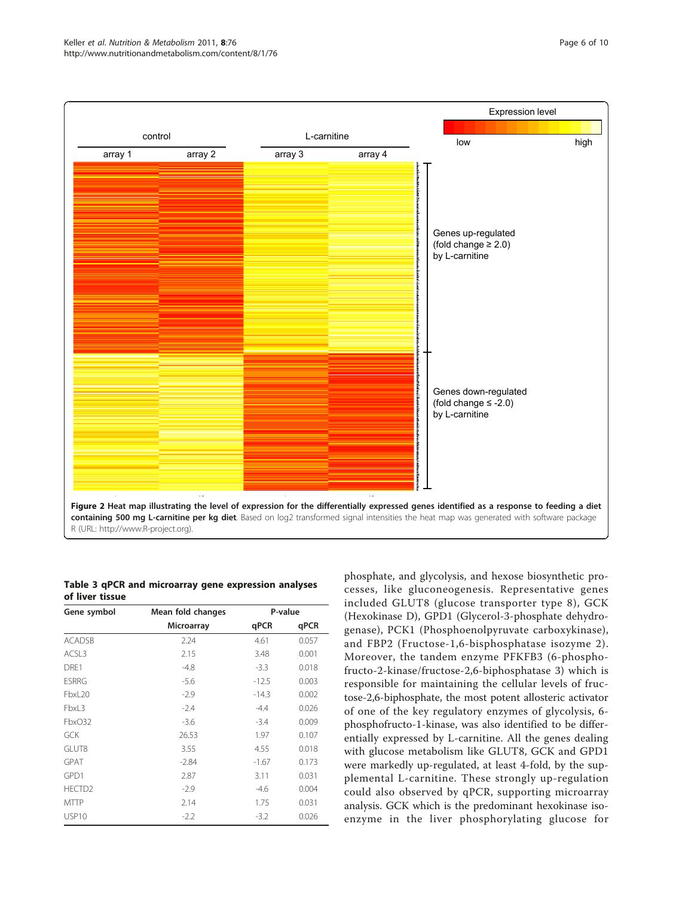**Figure 2 Heat map illustrating the level of expression for the differentially expressed genes identified as a response to feeding a diet containing 500 mg L-carnitine per kg diet**. Based on log2 transformed signal intensities the heat map was generated with software package R (URL: http://www.R-project.org).

**Table 3 qPCR and microarray gene expression analyses of liver tissue**

| Gene symbol | Mean fold changes | | P-value |
|---|---|---|---|
| | Microarray | qPCR | qPCR |
| ACADSB | 2.24 | 4.61 | 0.057 |
| ACSL3 | 2.15 | 3.48 | 0.001 |
| DRE1 | -4.8 | -3.3 | 0.018 |
| ESRRG | -5.6 | -12.5 | 0.003 |
| FbxL20 | -2.9 | -14.3 | 0.002 |
| FbxL3 | -2.4 | -4.4 | 0.026 |
| FbxO32 | -3.6 | -3.4 | 0.009 |
| GCK | 26.53 | 1.97 | 0.107 |
| GLUT8 | 3.55 | 4.55 | 0.018 |
| GPAT | -2.84 | -1.67 | 0.173 |
| GPD1 | 2.87 | 3.11 | 0.031 |
| HECTD2 | -2.9 | -4.6 | 0.004 |
| MTTP | 2.14 | 1.75 | 0.031 |
| USP10 | -2.2 | -3.2 | 0.026 |

phosphate, and glycolysis, and hexose biosynthetic processes, like gluconeogenesis. Representative genes included GLUT8 (glucose transporter type 8), GCK (Hexokinase D), GPD1 (Glycerol-3-phosphate dehydrogenase), PCK1 (Phosphoenolpyruvate carboxykinase), and FBP2 (Fructose-1,6-bisphosphatase isozyme 2). Moreover, the tandem enzyme PFKFB3 (6-phosphofructo-2-kinase/fructose-2,6-biphosphatase 3) which is responsible for maintaining the cellular levels of fructose-2,6-biphosphate, the most potent allosteric activator of one of the key regulatory enzymes of glycolysis, 6-phosphofructo-1-kinase, was also identified to be differentially expressed by L-carnitine. All the genes dealing with glucose metabolism like GLUT8, GCK and GPD1 were markedly up-regulated, at least 4-fold, by the supplemental L-carnitine. These strongly up-regulation could also observed by qPCR, supporting microarray analysis. GCK which is the predominant hexokinase isoenzyme in the liver phosphorylating glucose for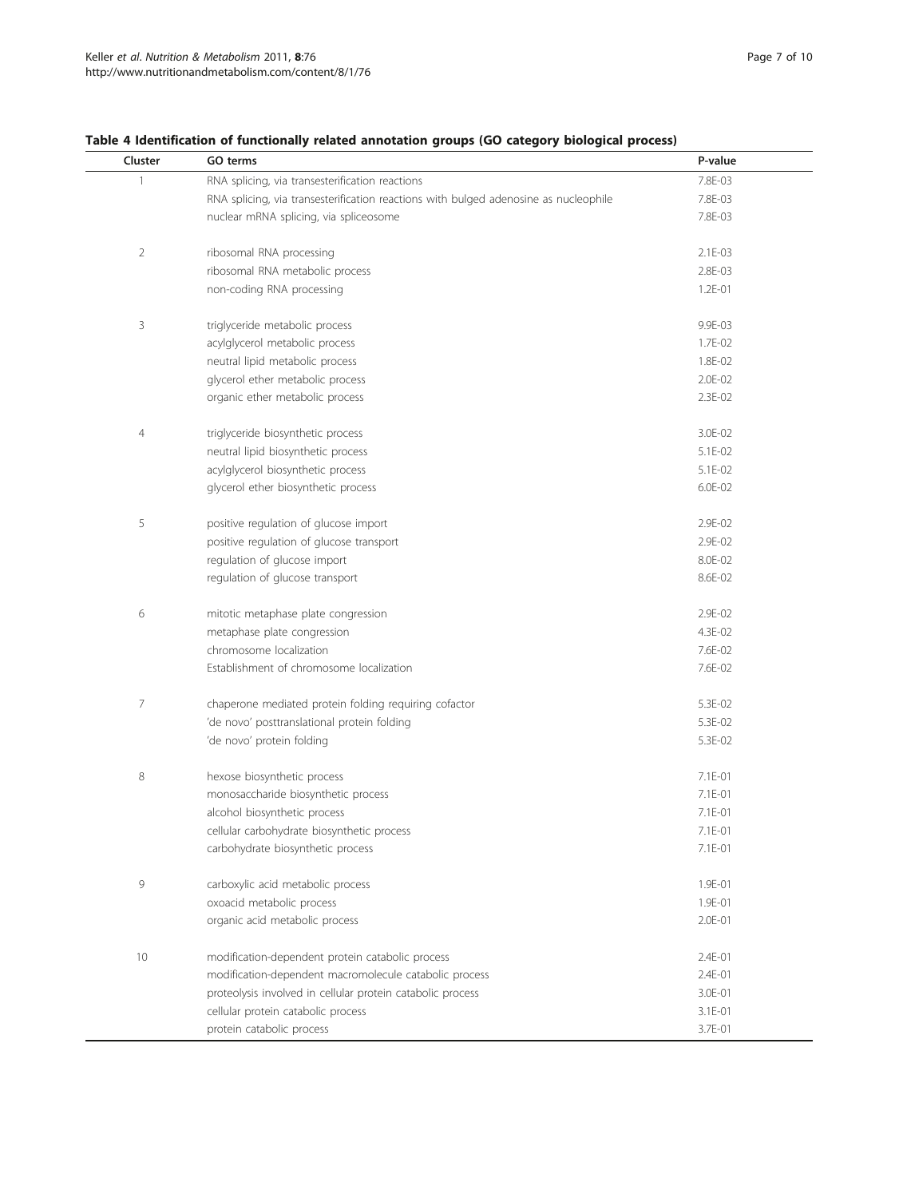**Table 4 Identification of functionally related annotation groups (GO category biological process)**

| Cluster | GO terms | P-value |
|---|---|---|
| 1 | RNA splicing, via transesterification reactions | 7.8E-03 |
| | RNA splicing, via transesterification reactions with bulged adenosine as nucleophile | 7.8E-03 |
| | nuclear mRNA splicing, via spliceosome | 7.8E-03 |
| 2 | ribosomal RNA processing | 2.1E-03 |
| | ribosomal RNA metabolic process | 2.8E-03 |
| | non-coding RNA processing | 1.2E-01 |
| 3 | triglyceride metabolic process | 9.9E-03 |
| | acylglycerol metabolic process | 1.7E-02 |
| | neutral lipid metabolic process | 1.8E-02 |
| | glycerol ether metabolic process | 2.0E-02 |
| | organic ether metabolic process | 2.3E-02 |
| 4 | triglyceride biosynthetic process | 3.0E-02 |
| | neutral lipid biosynthetic process | 5.1E-02 |
| | acylglycerol biosynthetic process | 5.1E-02 |
| | glycerol ether biosynthetic process | 6.0E-02 |
| 5 | positive regulation of glucose import | 2.9E-02 |
| | positive regulation of glucose transport | 2.9E-02 |
| | regulation of glucose import | 8.0E-02 |
| | regulation of glucose transport | 8.6E-02 |
| 6 | mitotic metaphase plate congression | 2.9E-02 |
| | metaphase plate congression | 4.3E-02 |
| | chromosome localization | 7.6E-02 |
| | Establishment of chromosome localization | 7.6E-02 |
| 7 | chaperone mediated protein folding requiring cofactor | 5.3E-02 |
| | 'de novo' posttranslational protein folding | 5.3E-02 |
| | 'de novo' protein folding | 5.3E-02 |
| 8 | hexose biosynthetic process | 7.1E-01 |
| | monosaccharide biosynthetic process | 7.1E-01 |
| | alcohol biosynthetic process | 7.1E-01 |
| | cellular carbohydrate biosynthetic process | 7.1E-01 |
| | carbohydrate biosynthetic process | 7.1E-01 |
| 9 | carboxylic acid metabolic process | 1.9E-01 |
| | oxoacid metabolic process | 1.9E-01 |
| | organic acid metabolic process | 2.0E-01 |
| 10 | modification-dependent protein catabolic process | 2.4E-01 |
| | modification-dependent macromolecule catabolic process | 2.4E-01 |
| | proteolysis involved in cellular protein catabolic process | 3.0E-01 |
| | cellular protein catabolic process | 3.1E-01 |
| | protein catabolic process | 3.7E-01 |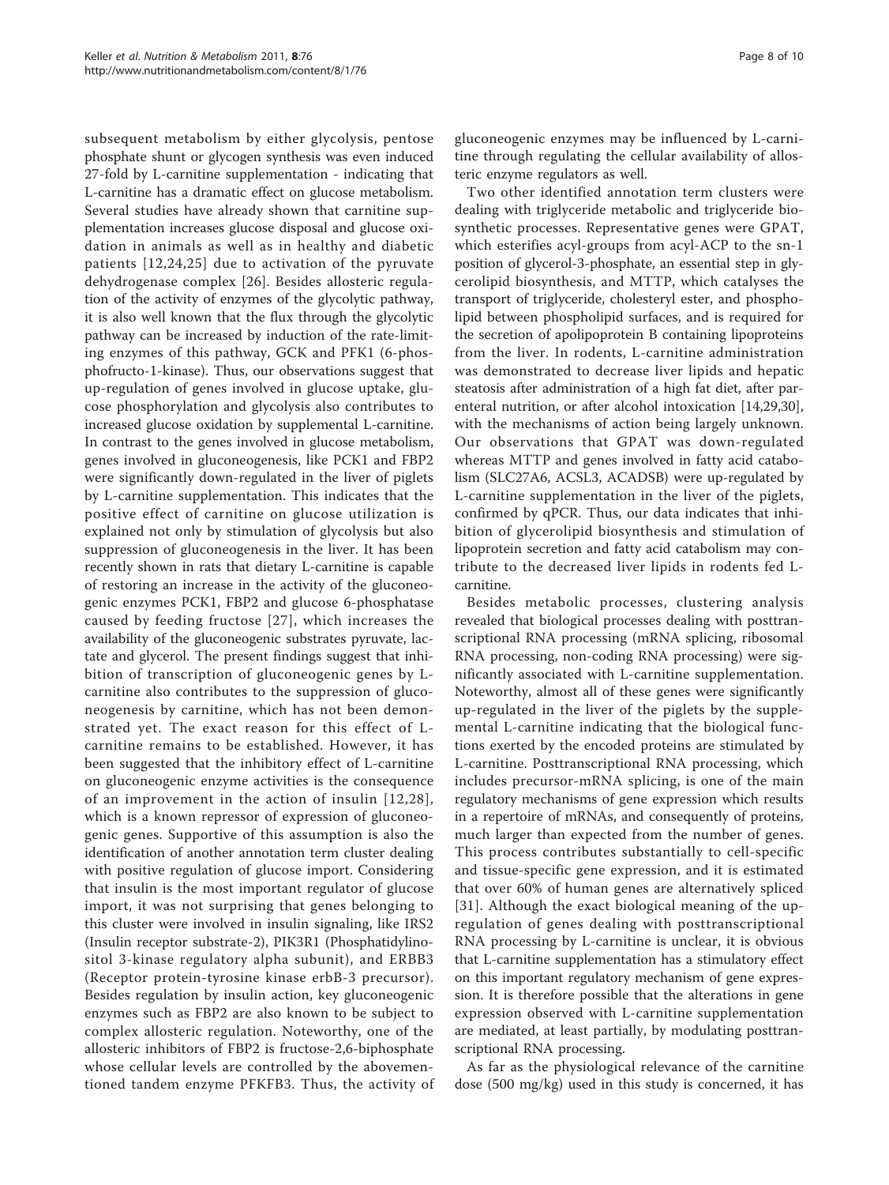subsequent metabolism by either glycolysis, pentose phosphate shunt or glycogen synthesis was even induced 27-fold by L-carnitine supplementation - indicating that L-carnitine has a dramatic effect on glucose metabolism. Several studies have already shown that carnitine supplementation increases glucose disposal and glucose oxidation in animals as well as in healthy and diabetic patients [12,24,25] due to activation of the pyruvate dehydrogenase complex [26]. Besides allosteric regulation of the activity of enzymes of the glycolytic pathway, it is also well known that the flux through the glycolytic pathway can be increased by induction of the rate-limiting enzymes of this pathway, GCK and PFK1 (6-phosphofructo-1-kinase). Thus, our observations suggest that up-regulation of genes involved in glucose uptake, glucose phosphorylation and glycolysis also contributes to increased glucose oxidation by supplemental L-carnitine. In contrast to the genes involved in glucose metabolism, genes involved in gluconeogenesis, like PCK1 and FBP2 were significantly down-regulated in the liver of piglets by L-carnitine supplementation. This indicates that the positive effect of carnitine on glucose utilization is explained not only by stimulation of glycolysis but also suppression of gluconeogenesis in the liver. It has been recently shown in rats that dietary L-carnitine is capable of restoring an increase in the activity of the gluconeogenic enzymes PCK1, FBP2 and glucose 6-phosphatase caused by feeding fructose [27], which increases the availability of the gluconeogenic substrates pyruvate, lactate and glycerol. The present findings suggest that inhibition of transcription of gluconeogenic genes by L-carnitine also contributes to the suppression of gluconeogenesis by carnitine, which has not been demonstrated yet. The exact reason for this effect of L-carnitine remains to be established. However, it has been suggested that the inhibitory effect of L-carnitine on gluconeogenic enzyme activities is the consequence of an improvement in the action of insulin [12,28], which is a known repressor of expression of gluconeogenic genes. Supportive of this assumption is also the identification of another annotation term cluster dealing with positive regulation of glucose import. Considering that insulin is the most important regulator of glucose import, it was not surprising that genes belonging to this cluster were involved in insulin signaling, like IRS2 (Insulin receptor substrate-2), PIK3R1 (Phosphatidylinositol 3-kinase regulatory alpha subunit), and ERBB3 (Receptor protein-tyrosine kinase erbB-3 precursor). Besides regulation by insulin action, key gluconeogenic enzymes such as FBP2 are also known to be subject to complex allosteric regulation. Noteworthy, one of the allosteric inhibitors of FBP2 is fructose-2,6-biphosphate whose cellular levels are controlled by the abovementioned tandem enzyme PFKFB3. Thus, the activity of gluconeogenic enzymes may be influenced by L-carnitine through regulating the cellular availability of allosteric enzyme regulators as well.

Two other identified annotation term clusters were dealing with triglyceride metabolic and triglyceride biosynthetic processes. Representative genes were GPAT, which esterifies acyl-groups from acyl-ACP to the sn-1 position of glycerol-3-phosphate, an essential step in glycerolipid biosynthesis, and MTTP, which catalyses the transport of triglyceride, cholesteryl ester, and phospholipid between phospholipid surfaces, and is required for the secretion of apolipoprotein B containing lipoproteins from the liver. In rodents, L-carnitine administration was demonstrated to decrease liver lipids and hepatic steatosis after administration of a high fat diet, after parenteral nutrition, or after alcohol intoxication [14,29,30], with the mechanisms of action being largely unknown. Our observations that GPAT was down-regulated whereas MTTP and genes involved in fatty acid catabolism (SLC27A6, ACSL3, ACADSB) were up-regulated by L-carnitine supplementation in the liver of the piglets, confirmed by qPCR. Thus, our data indicates that inhibition of glycerolipid biosynthesis and stimulation of lipoprotein secretion and fatty acid catabolism may contribute to the decreased liver lipids in rodents fed L-carnitine.

Besides metabolic processes, clustering analysis revealed that biological processes dealing with posttranscriptional RNA processing (mRNA splicing, ribosomal RNA processing, non-coding RNA processing) were significantly associated with L-carnitine supplementation. Noteworthy, almost all of these genes were significantly up-regulated in the liver of the piglets by the supplemental L-carnitine indicating that the biological functions exerted by the encoded proteins are stimulated by L-carnitine. Posttranscriptional RNA processing, which includes precursor-mRNA splicing, is one of the main regulatory mechanisms of gene expression which results in a repertoire of mRNAs, and consequently of proteins, much larger than expected from the number of genes. This process contributes substantially to cell-specific and tissue-specific gene expression, and it is estimated that over 60% of human genes are alternatively spliced [31]. Although the exact biological meaning of the up-regulation of genes dealing with posttranscriptional RNA processing by L-carnitine is unclear, it is obvious that L-carnitine supplementation has a stimulatory effect on this important regulatory mechanism of gene expression. It is therefore possible that the alterations in gene expression observed with L-carnitine supplementation are mediated, at least partially, by modulating posttranscriptional RNA processing.

As far as the physiological relevance of the carnitine dose (500 mg/kg) used in this study is concerned, it has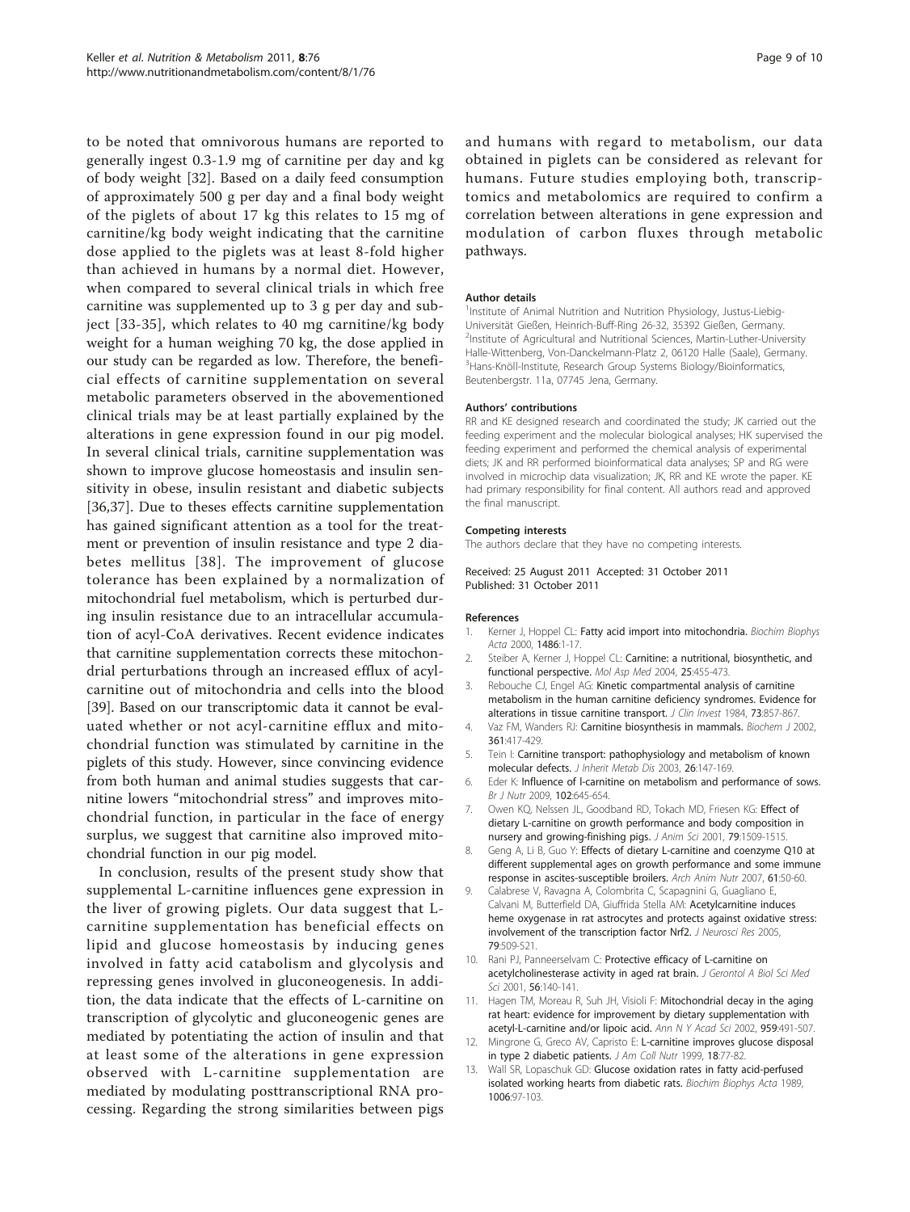to be noted that omnivorous humans are reported to generally ingest 0.3-1.9 mg of carnitine per day and kg of body weight [32]. Based on a daily feed consumption of approximately 500 g per day and a final body weight of the piglets of about 17 kg this relates to 15 mg of carnitine/kg body weight indicating that the carnitine dose applied to the piglets was at least 8-fold higher than achieved in humans by a normal diet. However, when compared to several clinical trials in which free carnitine was supplemented up to 3 g per day and subject [33-35], which relates to 40 mg carnitine/kg body weight for a human weighing 70 kg, the dose applied in our study can be regarded as low. Therefore, the beneficial effects of carnitine supplementation on several metabolic parameters observed in the abovementioned clinical trials may be at least partially explained by the alterations in gene expression found in our pig model. In several clinical trials, carnitine supplementation was shown to improve glucose homeostasis and insulin sensitivity in obese, insulin resistant and diabetic subjects [36,37]. Due to theses effects carnitine supplementation has gained significant attention as a tool for the treatment or prevention of insulin resistance and type 2 diabetes mellitus [38]. The improvement of glucose tolerance has been explained by a normalization of mitochondrial fuel metabolism, which is perturbed during insulin resistance due to an intracellular accumulation of acyl-CoA derivatives. Recent evidence indicates that carnitine supplementation corrects these mitochondrial perturbations through an increased efflux of acyl-carnitine out of mitochondria and cells into the blood [39]. Based on our transcriptomic data it cannot be evaluated whether or not acyl-carnitine efflux and mitochondrial function was stimulated by carnitine in the piglets of this study. However, since convincing evidence from both human and animal studies suggests that carnitine lowers "mitochondrial stress" and improves mitochondrial function, in particular in the face of energy surplus, we suggest that carnitine also improved mitochondrial function in our pig model.

In conclusion, results of the present study show that supplemental L-carnitine influences gene expression in the liver of growing piglets. Our data suggest that L-carnitine supplementation has beneficial effects on lipid and glucose homeostasis by inducing genes involved in fatty acid catabolism and glycolysis and repressing genes involved in gluconeogenesis. In addition, the data indicate that the effects of L-carnitine on transcription of glycolytic and gluconeogenic genes are mediated by potentiating the action of insulin and that at least some of the alterations in gene expression observed with L-carnitine supplementation are mediated by modulating posttranscriptional RNA processing. Regarding the strong similarities between pigs and humans with regard to metabolism, our data obtained in piglets can be considered as relevant for humans. Future studies employing both, transcriptomics and metabolomics are required to confirm a correlation between alterations in gene expression and modulation of carbon fluxes through metabolic pathways.

#### Author details

[1]Institute of Animal Nutrition and Nutrition Physiology, Justus-Liebig-Universität Gießen, Heinrich-Buff-Ring 26-32, 35392 Gießen, Germany. [2]Institute of Agricultural and Nutritional Sciences, Martin-Luther-University Halle-Wittenberg, Von-Danckelmann-Platz 2, 06120 Halle (Saale), Germany. [3]Hans-Knöll-Institute, Research Group Systems Biology/Bioinformatics, Beutenbergstr. 11a, 07745 Jena, Germany.

#### Authors' contributions

RR and KE designed research and coordinated the study; JK carried out the feeding experiment and the molecular biological analyses; HK supervised the feeding experiment and performed the chemical analysis of experimental diets; JK and RR performed bioinformatical data analyses; SP and RG were involved in microchip data visualization; JK, RR and KE wrote the paper. KE had primary responsibility for final content. All authors read and approved the final manuscript.

#### Competing interests

The authors declare that they have no competing interests.

Received: 25 August 2011 Accepted: 31 October 2011
Published: 31 October 2011

#### References

1. Kerner J, Hoppel CL: Fatty acid import into mitochondria. *Biochim Biophys Acta* 2000, 1486:1-17.
2. Steiber A, Kerner J, Hoppel CL: Carnitine: a nutritional, biosynthetic, and functional perspective. *Mol Asp Med* 2004, 25:455-473.
3. Rebouche CJ, Engel AG: Kinetic compartmental analysis of carnitine metabolism in the human carnitine deficiency syndromes. Evidence for alterations in tissue carnitine transport. *J Clin Invest* 1984, 73:857-867.
4. Vaz FM, Wanders RJ: Carnitine biosynthesis in mammals. *Biochem J* 2002, 361:417-429.
5. Tein I: Carnitine transport: pathophysiology and metabolism of known molecular defects. *J Inherit Metab Dis* 2003, 26:147-169.
6. Eder K: Influence of l-carnitine on metabolism and performance of sows. *Br J Nutr* 2009, 102:645-654.
7. Owen KQ, Nelssen JL, Goodband RD, Tokach MD, Friesen KG: Effect of dietary L-carnitine on growth performance and body composition in nursery and growing-finishing pigs. *J Anim Sci* 2001, 79:1509-1515.
8. Geng A, Li B, Guo Y: Effects of dietary L-carnitine and coenzyme Q10 at different supplemental ages on growth performance and some immune response in ascites-susceptible broilers. *Arch Anim Nutr* 2007, 61:50-60.
9. Calabrese V, Ravagna A, Colombrita C, Scapagnini G, Guagliano E, Calvani M, Butterfield DA, Giuffrida Stella AM: Acetylcarnitine induces heme oxygenase in rat astrocytes and protects against oxidative stress: involvement of the transcription factor Nrf2. *J Neurosci Res* 2005, 79:509-521.
10. Rani PJ, Panneerselvam C: Protective efficacy of L-carnitine on acetylcholinesterase activity in aged rat brain. *J Gerontol A Biol Sci Med Sci* 2001, 56:140-141.
11. Hagen TM, Moreau R, Suh JH, Visioli F: Mitochondrial decay in the aging rat heart: evidence for improvement by dietary supplementation with acetyl-L-carnitine and/or lipoic acid. *Ann N Y Acad Sci* 2002, 959:491-507.
12. Mingrone G, Greco AV, Capristo E: L-carnitine improves glucose disposal in type 2 diabetic patients. *J Am Coll Nutr* 1999, 18:77-82.
13. Wall SR, Lopaschuk GD: Glucose oxidation rates in fatty acid-perfused isolated working hearts from diabetic rats. *Biochim Biophys Acta* 1989, 1006:97-103.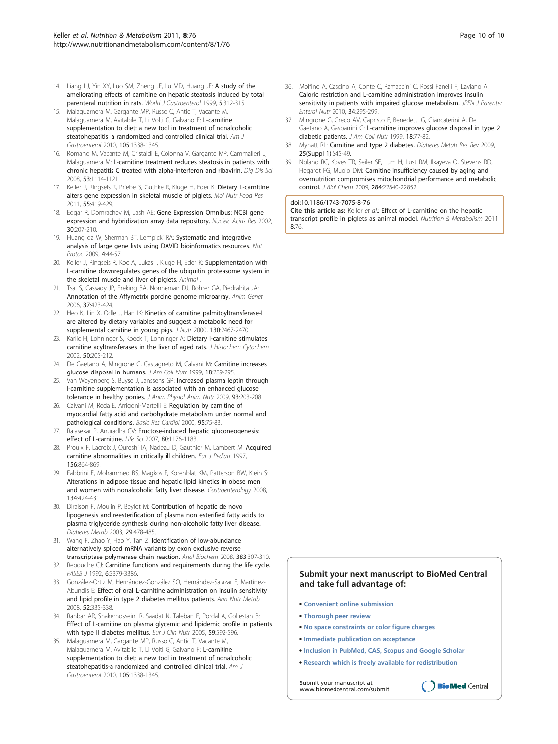14. Liang LJ, Yin XY, Luo SM, Zheng JF, Lu MD, Huang JF: A study of the ameliorating effects of carnitine on hepatic steatosis induced by total parenteral nutrition in rats. *World J Gastroenterol* 1999, **5**:312-315.
15. Malaguarnera M, Gargante MP, Russo C, Antic T, Vacante M, Malaguarnera M, Avitabile T, Li Volti G, Galvano F: L-carnitine supplementation to diet: a new tool in treatment of nonalcoholic steatohepatitis–a randomized and controlled clinical trial. *Am J Gastroenterol* 2010, **105**:1338-1345.
16. Romano M, Vacante M, Cristaldi E, Colonna V, Gargante MP, Cammalleri L, Malaguarnera M: L-carnitine treatment reduces steatosis in patients with chronic hepatitis C treated with alpha-interferon and ribavirin. *Dig Dis Sci* 2008, **53**:1114-1121.
17. Keller J, Ringseis R, Priebe S, Guthke R, Kluge H, Eder K: Dietary L-carnitine alters gene expression in skeletal muscle of piglets. *Mol Nutr Food Res* 2011, **55**:419-429.
18. Edgar R, Domrachev M, Lash AE: Gene Expression Omnibus: NCBI gene expression and hybridization array data repository. *Nucleic Acids Res* 2002, **30**:207-210.
19. Huang da W, Sherman BT, Lempicki RA: Systematic and integrative analysis of large gene lists using DAVID bioinformatics resources. *Nat Protoc* 2009, **4**:44-57.
20. Keller J, Ringseis R, Koc A, Lukas I, Kluge H, Eder K: Supplementation with L-carnitine downregulates genes of the ubiquitin proteasome system in the skeletal muscle and liver of piglets. *Animal* .
21. Tsai S, Cassady JP, Freking BA, Nonneman DJ, Rohrer GA, Piedrahita JA: Annotation of the Affymetrix porcine genome microarray. *Anim Genet* 2006, **37**:423-424.
22. Heo K, Lin X, Odle J, Han IK: Kinetics of carnitine palmitoyltransferase-I are altered by dietary variables and suggest a metabolic need for supplemental carnitine in young pigs. *J Nutr* 2000, **130**:2467-2470.
23. Karlic H, Lohninger S, Koeck T, Lohninger A: Dietary l-carnitine stimulates carnitine acyltransferases in the liver of aged rats. *J Histochem Cytochem* 2002, **50**:205-212.
24. De Gaetano A, Mingrone G, Castagneto M, Calvani M: Carnitine increases glucose disposal in humans. *J Am Coll Nutr* 1999, **18**:289-295.
25. Van Weyenberg S, Buyse J, Janssens GP: Increased plasma leptin through l-carnitine supplementation is associated with an enhanced glucose tolerance in healthy ponies. *J Anim Physiol Anim Nutr* 2009, **93**:203-208.
26. Calvani M, Reda E, Arrigoni-Martelli E: Regulation by carnitine of myocardial fatty acid and carbohydrate metabolism under normal and pathological conditions. *Basic Res Cardiol* 2000, **95**:75-83.
27. Rajasekar P, Anuradha CV: Fructose-induced hepatic gluconeogenesis: effect of L-carnitine. *Life Sci* 2007, **80**:1176-1183.
28. Proulx F, Lacroix J, Qureshi IA, Nadeau D, Gauthier M, Lambert M: Acquired carnitine abnormalities in critically ill children. *Eur J Pediatr* 1997, **156**:864-869.
29. Fabbrini E, Mohammed BS, Magkos F, Korenblat KM, Patterson BW, Klein S: Alterations in adipose tissue and hepatic lipid kinetics in obese men and women with nonalcoholic fatty liver disease. *Gastroenterology* 2008, **134**:424-431.
30. Diraison F, Moulin P, Beylot M: Contribution of hepatic de novo lipogenesis and reesterification of plasma non esterified fatty acids to plasma triglyceride synthesis during non-alcoholic fatty liver disease. *Diabetes Metab* 2003, **29**:478-485.
31. Wang F, Zhao Y, Hao Y, Tan Z: Identification of low-abundance alternatively spliced mRNA variants by exon exclusive reverse transcriptase polymerase chain reaction. *Anal Biochem* 2008, **383**:307-310.
32. Rebouche CJ: Carnitine functions and requirements during the life cycle. *FASEB J* 1992, **6**:3379-3386.
33. González-Ortiz M, Hernández-González SO, Hernández-Salazar E, Martínez-Abundis E: Effect of oral L-carnitine administration on insulin sensitivity and lipid profile in type 2 diabetes mellitus patients. *Ann Nutr Metab* 2008, **52**:335-338.
34. Rahbar AR, Shakerhosseini R, Saadat N, Taleban F, Pordal A, Gollestan B: Effect of L-carnitine on plasma glycemic and lipidemic profile in patients with type II diabetes mellitus. *Eur J Clin Nutr* 2005, **59**:592-596.
35. Malaguarnera M, Gargante MP, Russo C, Antic T, Vacante M, Malaguarnera M, Avitabile T, Li Volti G, Galvano F: L-carnitine supplementation to diet: a new tool in treatment of nonalcoholic steatohepatitis-a randomized and controlled clinical trial. *Am J Gastroenterol* 2010, **105**:1338-1345.
36. Molfino A, Cascino A, Conte C, Ramaccini C, Rossi Fanelli F, Laviano A: Caloric restriction and L-carnitine administration improves insulin sensitivity in patients with impaired glucose metabolism. *JPEN J Parenter Enteral Nutr* 2010, **34**:295-299.
37. Mingrone G, Greco AV, Capristo E, Benedetti G, Giancaterini A, De Gaetano A, Gasbarrini G: L-carnitine improves glucose disposal in type 2 diabetic patients. *J Am Coll Nutr* 1999, **18**:77-82.
38. Mynatt RL: Carnitine and type 2 diabetes. *Diabetes Metab Res Rev* 2009, **25(Suppl 1)**:S45-49.
39. Noland RC, Koves TR, Seiler SE, Lum H, Lust RM, Ilkayeva O, Stevens RD, Hegardt FG, Muoio DM: Carnitine insufficiency caused by aging and overnutrition compromises mitochondrial performance and metabolic control. *J Biol Chem* 2009, **284**:22840-22852.

doi:10.1186/1743-7075-8-76

**Cite this article as:** Keller *et al.*: Effect of L-carnitine on the hepatic transcript profile in piglets as animal model. *Nutrition & Metabolism* 2011 **8**:76.

**Submit your next manuscript to BioMed Central and take full advantage of:**

- Convenient online submission
- Thorough peer review
- No space constraints or color figure charges
- Immediate publication on acceptance
- Inclusion in PubMed, CAS, Scopus and Google Scholar
- Research which is freely available for redistribution

Submit your manuscript at www.biomedcentral.com/submit

BioMed Central